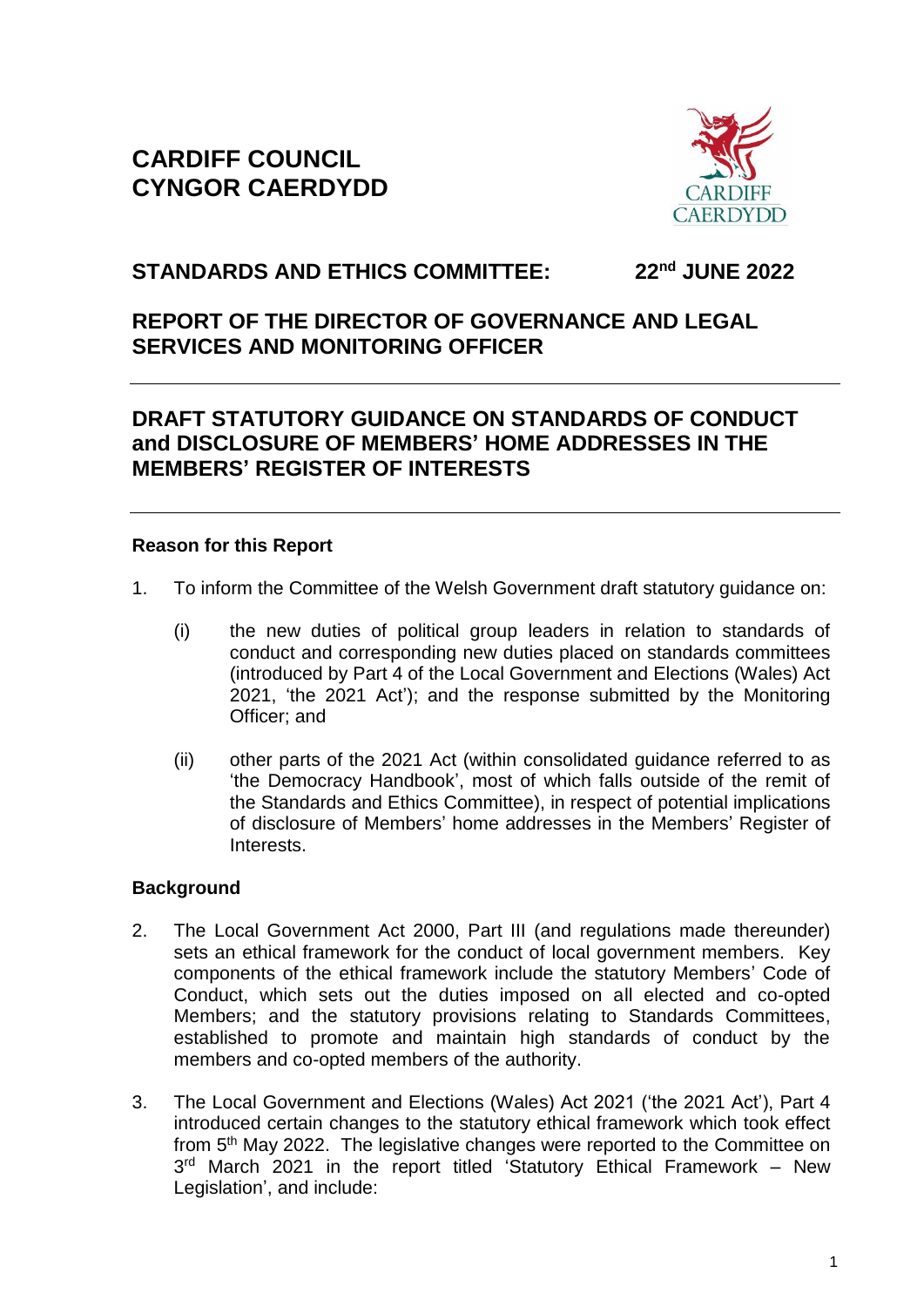# CARDIFF COUNCIL
# CYNGOR CAERDYDD

## STANDARDS AND ETHICS COMMITTEE: 22nd JUNE 2022

## REPORT OF THE DIRECTOR OF GOVERNANCE AND LEGAL SERVICES AND MONITORING OFFICER

## DRAFT STATUTORY GUIDANCE ON STANDARDS OF CONDUCT and DISCLOSURE OF MEMBERS' HOME ADDRESSES IN THE MEMBERS' REGISTER OF INTERESTS

### Reason for this Report

1. To inform the Committee of the Welsh Government draft statutory guidance on:

   (i) the new duties of political group leaders in relation to standards of conduct and corresponding new duties placed on standards committees (introduced by Part 4 of the Local Government and Elections (Wales) Act 2021, 'the 2021 Act'); and the response submitted by the Monitoring Officer; and

   (ii) other parts of the 2021 Act (within consolidated guidance referred to as 'the Democracy Handbook', most of which falls outside of the remit of the Standards and Ethics Committee), in respect of potential implications of disclosure of Members' home addresses in the Members' Register of Interests.

### Background

2. The Local Government Act 2000, Part III (and regulations made thereunder) sets an ethical framework for the conduct of local government members. Key components of the ethical framework include the statutory Members' Code of Conduct, which sets out the duties imposed on all elected and co-opted Members; and the statutory provisions relating to Standards Committees, established to promote and maintain high standards of conduct by the members and co-opted members of the authority.

3. The Local Government and Elections (Wales) Act 2021 ('the 2021 Act'), Part 4 introduced certain changes to the statutory ethical framework which took effect from 5th May 2022. The legislative changes were reported to the Committee on 3rd March 2021 in the report titled 'Statutory Ethical Framework – New Legislation', and include: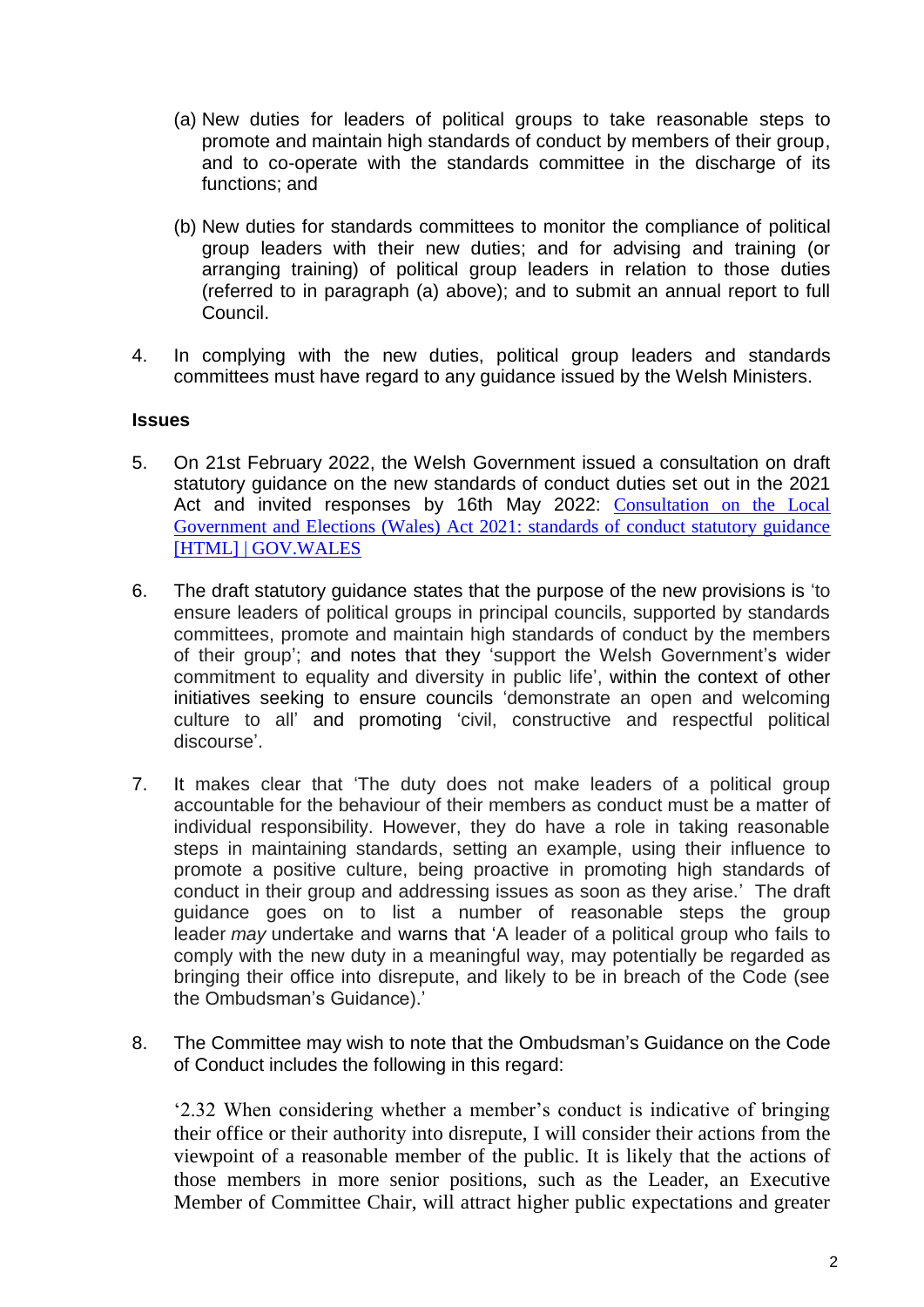(a) New duties for leaders of political groups to take reasonable steps to promote and maintain high standards of conduct by members of their group, and to co-operate with the standards committee in the discharge of its functions; and

(b) New duties for standards committees to monitor the compliance of political group leaders with their new duties; and for advising and training (or arranging training) of political group leaders in relation to those duties (referred to in paragraph (a) above); and to submit an annual report to full Council.

4. In complying with the new duties, political group leaders and standards committees must have regard to any guidance issued by the Welsh Ministers.

**Issues**

5. On 21st February 2022, the Welsh Government issued a consultation on draft statutory guidance on the new standards of conduct duties set out in the 2021 Act and invited responses by 16th May 2022: [Consultation on the Local Government and Elections (Wales) Act 2021: standards of conduct statutory guidance [HTML] | GOV.WALES]()

6. The draft statutory guidance states that the purpose of the new provisions is 'to ensure leaders of political groups in principal councils, supported by standards committees, promote and maintain high standards of conduct by the members of their group'; and notes that they 'support the Welsh Government's wider commitment to equality and diversity in public life', within the context of other initiatives seeking to ensure councils 'demonstrate an open and welcoming culture to all' and promoting 'civil, constructive and respectful political discourse'.

7. It makes clear that 'The duty does not make leaders of a political group accountable for the behaviour of their members as conduct must be a matter of individual responsibility. However, they do have a role in taking reasonable steps in maintaining standards, setting an example, using their influence to promote a positive culture, being proactive in promoting high standards of conduct in their group and addressing issues as soon as they arise.' The draft guidance goes on to list a number of reasonable steps the group leader *may* undertake and warns that 'A leader of a political group who fails to comply with the new duty in a meaningful way, may potentially be regarded as bringing their office into disrepute, and likely to be in breach of the Code (see the Ombudsman's Guidance).'

8. The Committee may wish to note that the Ombudsman's Guidance on the Code of Conduct includes the following in this regard:

'2.32 When considering whether a member's conduct is indicative of bringing their office or their authority into disrepute, I will consider their actions from the viewpoint of a reasonable member of the public. It is likely that the actions of those members in more senior positions, such as the Leader, an Executive Member of Committee Chair, will attract higher public expectations and greater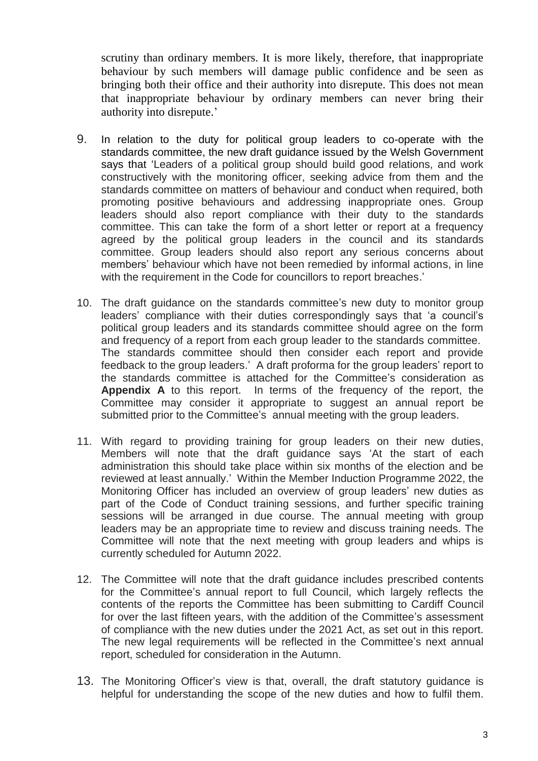scrutiny than ordinary members. It is more likely, therefore, that inappropriate behaviour by such members will damage public confidence and be seen as bringing both their office and their authority into disrepute. This does not mean that inappropriate behaviour by ordinary members can never bring their authority into disrepute.'

9. In relation to the duty for political group leaders to co-operate with the standards committee, the new draft guidance issued by the Welsh Government says that 'Leaders of a political group should build good relations, and work constructively with the monitoring officer, seeking advice from them and the standards committee on matters of behaviour and conduct when required, both promoting positive behaviours and addressing inappropriate ones. Group leaders should also report compliance with their duty to the standards committee. This can take the form of a short letter or report at a frequency agreed by the political group leaders in the council and its standards committee. Group leaders should also report any serious concerns about members' behaviour which have not been remedied by informal actions, in line with the requirement in the Code for councillors to report breaches.'

10. The draft guidance on the standards committee's new duty to monitor group leaders' compliance with their duties correspondingly says that 'a council's political group leaders and its standards committee should agree on the form and frequency of a report from each group leader to the standards committee. The standards committee should then consider each report and provide feedback to the group leaders.' A draft proforma for the group leaders' report to the standards committee is attached for the Committee's consideration as **Appendix A** to this report. In terms of the frequency of the report, the Committee may consider it appropriate to suggest an annual report be submitted prior to the Committee's annual meeting with the group leaders.

11. With regard to providing training for group leaders on their new duties, Members will note that the draft guidance says 'At the start of each administration this should take place within six months of the election and be reviewed at least annually.' Within the Member Induction Programme 2022, the Monitoring Officer has included an overview of group leaders' new duties as part of the Code of Conduct training sessions, and further specific training sessions will be arranged in due course. The annual meeting with group leaders may be an appropriate time to review and discuss training needs. The Committee will note that the next meeting with group leaders and whips is currently scheduled for Autumn 2022.

12. The Committee will note that the draft guidance includes prescribed contents for the Committee's annual report to full Council, which largely reflects the contents of the reports the Committee has been submitting to Cardiff Council for over the last fifteen years, with the addition of the Committee's assessment of compliance with the new duties under the 2021 Act, as set out in this report. The new legal requirements will be reflected in the Committee's next annual report, scheduled for consideration in the Autumn.

13. The Monitoring Officer's view is that, overall, the draft statutory guidance is helpful for understanding the scope of the new duties and how to fulfil them.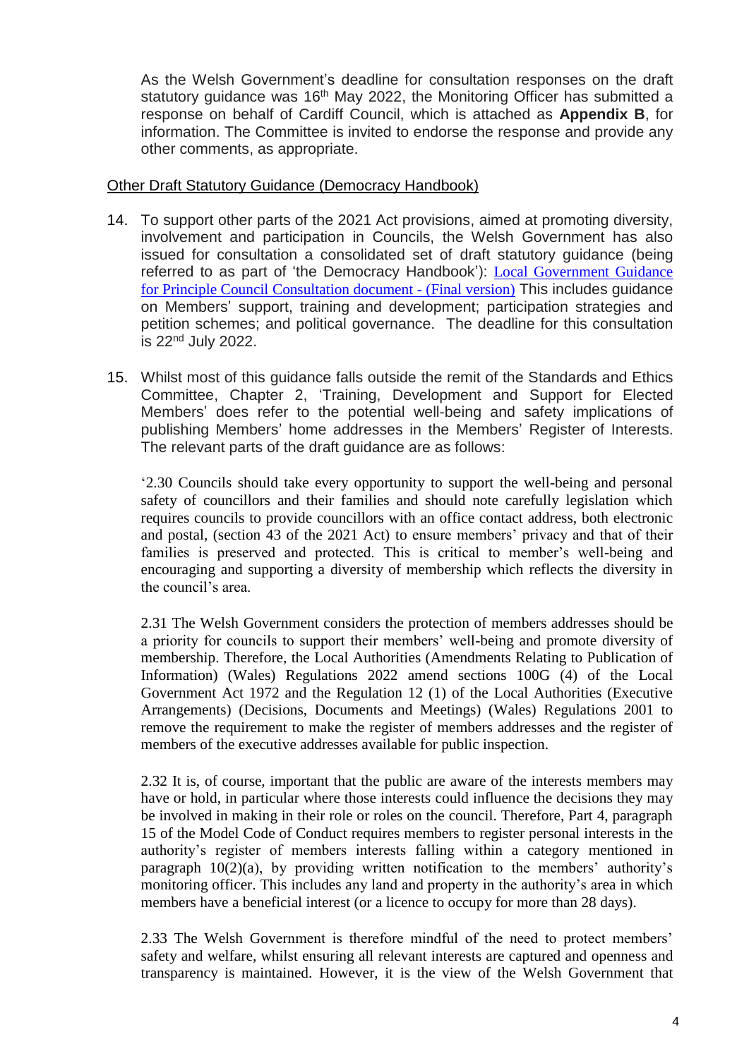As the Welsh Government's deadline for consultation responses on the draft statutory guidance was 16th May 2022, the Monitoring Officer has submitted a response on behalf of Cardiff Council, which is attached as **Appendix B**, for information. The Committee is invited to endorse the response and provide any other comments, as appropriate.

<u>Other Draft Statutory Guidance (Democracy Handbook)</u>

14. To support other parts of the 2021 Act provisions, aimed at promoting diversity, involvement and participation in Councils, the Welsh Government has also issued for consultation a consolidated set of draft statutory guidance (being referred to as part of 'the Democracy Handbook'): Local Government Guidance for Principle Council Consultation document - (Final version) This includes guidance on Members' support, training and development; participation strategies and petition schemes; and political governance. The deadline for this consultation is 22nd July 2022.

15. Whilst most of this guidance falls outside the remit of the Standards and Ethics Committee, Chapter 2, 'Training, Development and Support for Elected Members' does refer to the potential well-being and safety implications of publishing Members' home addresses in the Members' Register of Interests. The relevant parts of the draft guidance are as follows:

'2.30 Councils should take every opportunity to support the well-being and personal safety of councillors and their families and should note carefully legislation which requires councils to provide councillors with an office contact address, both electronic and postal, (section 43 of the 2021 Act) to ensure members' privacy and that of their families is preserved and protected. This is critical to member's well-being and encouraging and supporting a diversity of membership which reflects the diversity in the council's area.

2.31 The Welsh Government considers the protection of members addresses should be a priority for councils to support their members' well-being and promote diversity of membership. Therefore, the Local Authorities (Amendments Relating to Publication of Information) (Wales) Regulations 2022 amend sections 100G (4) of the Local Government Act 1972 and the Regulation 12 (1) of the Local Authorities (Executive Arrangements) (Decisions, Documents and Meetings) (Wales) Regulations 2001 to remove the requirement to make the register of members addresses and the register of members of the executive addresses available for public inspection.

2.32 It is, of course, important that the public are aware of the interests members may have or hold, in particular where those interests could influence the decisions they may be involved in making in their role or roles on the council. Therefore, Part 4, paragraph 15 of the Model Code of Conduct requires members to register personal interests in the authority's register of members interests falling within a category mentioned in paragraph 10(2)(a), by providing written notification to the members' authority's monitoring officer. This includes any land and property in the authority's area in which members have a beneficial interest (or a licence to occupy for more than 28 days).

2.33 The Welsh Government is therefore mindful of the need to protect members' safety and welfare, whilst ensuring all relevant interests are captured and openness and transparency is maintained. However, it is the view of the Welsh Government that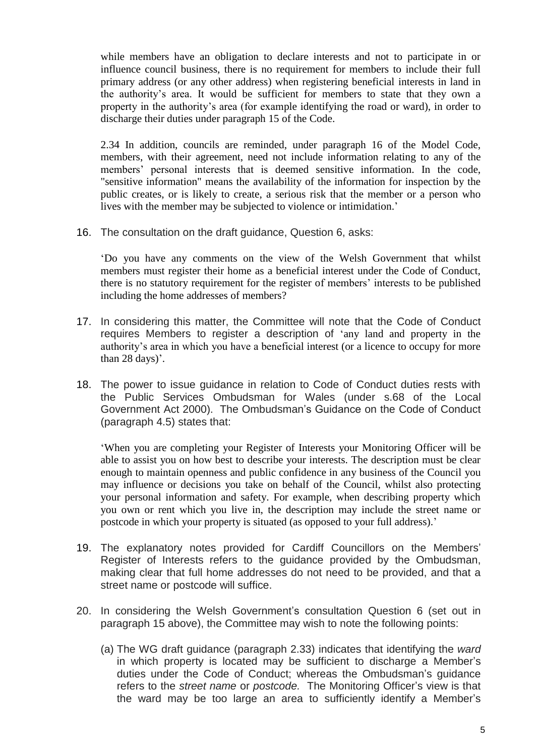while members have an obligation to declare interests and not to participate in or influence council business, there is no requirement for members to include their full primary address (or any other address) when registering beneficial interests in land in the authority's area. It would be sufficient for members to state that they own a property in the authority's area (for example identifying the road or ward), in order to discharge their duties under paragraph 15 of the Code.

2.34 In addition, councils are reminded, under paragraph 16 of the Model Code, members, with their agreement, need not include information relating to any of the members' personal interests that is deemed sensitive information. In the code, "sensitive information" means the availability of the information for inspection by the public creates, or is likely to create, a serious risk that the member or a person who lives with the member may be subjected to violence or intimidation.'

16. The consultation on the draft guidance, Question 6, asks:

   'Do you have any comments on the view of the Welsh Government that whilst members must register their home as a beneficial interest under the Code of Conduct, there is no statutory requirement for the register of members' interests to be published including the home addresses of members?

17. In considering this matter, the Committee will note that the Code of Conduct requires Members to register a description of 'any land and property in the authority's area in which you have a beneficial interest (or a licence to occupy for more than 28 days)'.

18. The power to issue guidance in relation to Code of Conduct duties rests with the Public Services Ombudsman for Wales (under s.68 of the Local Government Act 2000). The Ombudsman's Guidance on the Code of Conduct (paragraph 4.5) states that:

   'When you are completing your Register of Interests your Monitoring Officer will be able to assist you on how best to describe your interests. The description must be clear enough to maintain openness and public confidence in any business of the Council you may influence or decisions you take on behalf of the Council, whilst also protecting your personal information and safety. For example, when describing property which you own or rent which you live in, the description may include the street name or postcode in which your property is situated (as opposed to your full address).'

19. The explanatory notes provided for Cardiff Councillors on the Members' Register of Interests refers to the guidance provided by the Ombudsman, making clear that full home addresses do not need to be provided, and that a street name or postcode will suffice.

20. In considering the Welsh Government's consultation Question 6 (set out in paragraph 15 above), the Committee may wish to note the following points:

   (a) The WG draft guidance (paragraph 2.33) indicates that identifying the *ward* in which property is located may be sufficient to discharge a Member's duties under the Code of Conduct; whereas the Ombudsman's guidance refers to the *street name* or *postcode.* The Monitoring Officer's view is that the ward may be too large an area to sufficiently identify a Member's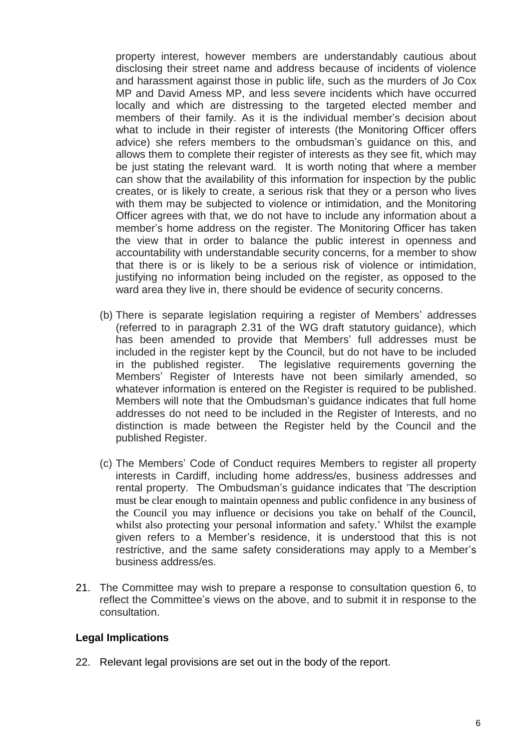property interest, however members are understandably cautious about disclosing their street name and address because of incidents of violence and harassment against those in public life, such as the murders of Jo Cox MP and David Amess MP, and less severe incidents which have occurred locally and which are distressing to the targeted elected member and members of their family. As it is the individual member's decision about what to include in their register of interests (the Monitoring Officer offers advice) she refers members to the ombudsman's guidance on this, and allows them to complete their register of interests as they see fit, which may be just stating the relevant ward. It is worth noting that where a member can show that the availability of this information for inspection by the public creates, or is likely to create, a serious risk that they or a person who lives with them may be subjected to violence or intimidation, and the Monitoring Officer agrees with that, we do not have to include any information about a member's home address on the register. The Monitoring Officer has taken the view that in order to balance the public interest in openness and accountability with understandable security concerns, for a member to show that there is or is likely to be a serious risk of violence or intimidation, justifying no information being included on the register, as opposed to the ward area they live in, there should be evidence of security concerns.

(b) There is separate legislation requiring a register of Members' addresses (referred to in paragraph 2.31 of the WG draft statutory guidance), which has been amended to provide that Members' full addresses must be included in the register kept by the Council, but do not have to be included in the published register. The legislative requirements governing the Members' Register of Interests have not been similarly amended, so whatever information is entered on the Register is required to be published. Members will note that the Ombudsman's guidance indicates that full home addresses do not need to be included in the Register of Interests, and no distinction is made between the Register held by the Council and the published Register.

(c) The Members' Code of Conduct requires Members to register all property interests in Cardiff, including home address/es, business addresses and rental property. The Ombudsman's guidance indicates that 'The description must be clear enough to maintain openness and public confidence in any business of the Council you may influence or decisions you take on behalf of the Council, whilst also protecting your personal information and safety.' Whilst the example given refers to a Member's residence, it is understood that this is not restrictive, and the same safety considerations may apply to a Member's business address/es.

21. The Committee may wish to prepare a response to consultation question 6, to reflect the Committee's views on the above, and to submit it in response to the consultation.

**Legal Implications**

22. Relevant legal provisions are set out in the body of the report.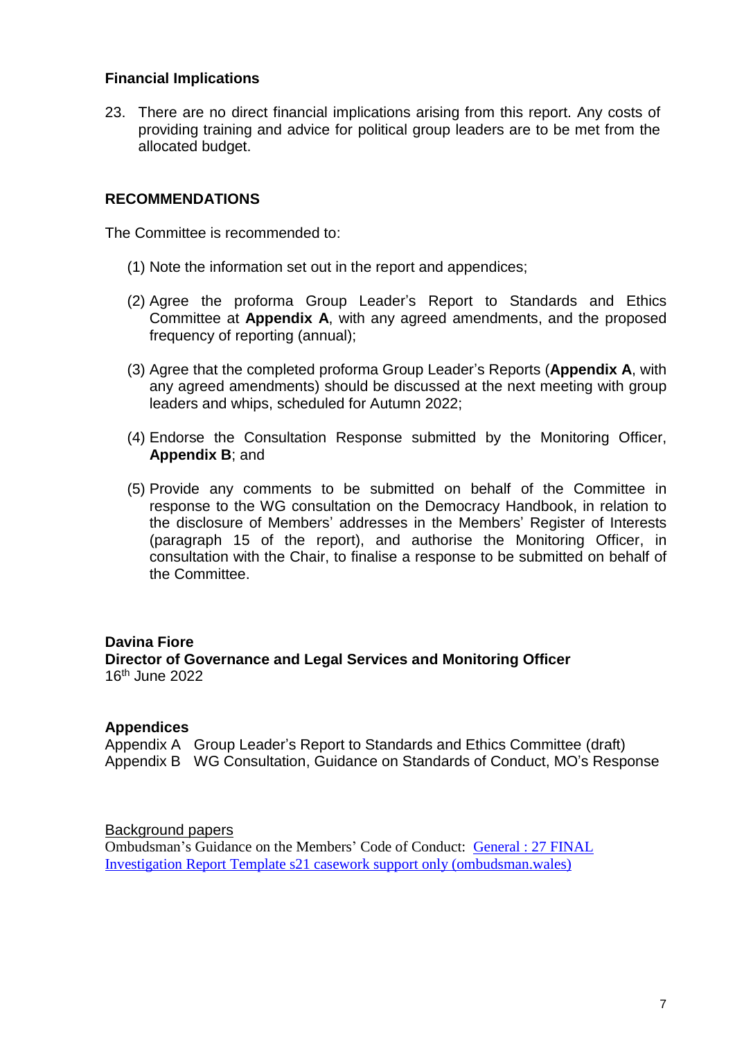### Financial Implications

23. There are no direct financial implications arising from this report. Any costs of providing training and advice for political group leaders are to be met from the allocated budget.

### RECOMMENDATIONS

The Committee is recommended to:

(1) Note the information set out in the report and appendices;

(2) Agree the proforma Group Leader's Report to Standards and Ethics Committee at **Appendix A**, with any agreed amendments, and the proposed frequency of reporting (annual);

(3) Agree that the completed proforma Group Leader's Reports (**Appendix A**, with any agreed amendments) should be discussed at the next meeting with group leaders and whips, scheduled for Autumn 2022;

(4) Endorse the Consultation Response submitted by the Monitoring Officer, **Appendix B**; and

(5) Provide any comments to be submitted on behalf of the Committee in response to the WG consultation on the Democracy Handbook, in relation to the disclosure of Members' addresses in the Members' Register of Interests (paragraph 15 of the report), and authorise the Monitoring Officer, in consultation with the Chair, to finalise a response to be submitted on behalf of the Committee.

**Davina Fiore**
**Director of Governance and Legal Services and Monitoring Officer**
16th June 2022

### Appendices

Appendix A Group Leader's Report to Standards and Ethics Committee (draft)
Appendix B WG Consultation, Guidance on Standards of Conduct, MO's Response

Background papers
Ombudsman's Guidance on the Members' Code of Conduct: General : 27 FINAL Investigation Report Template s21 casework support only (ombudsman.wales)